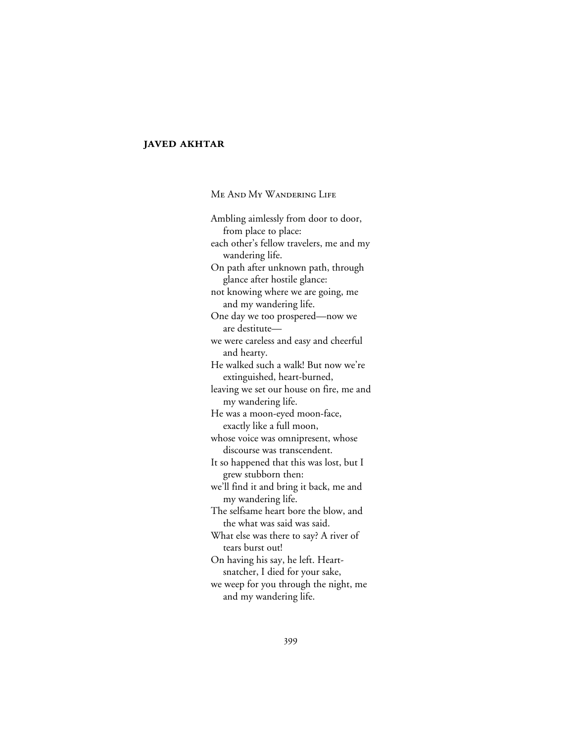**JAVED AKHTAR**

## Me And My Wandering Life

Ambling aimlessly from door to door,
from place to place:
each other's fellow travelers, me and my
wandering life.
On path after unknown path, through
glance after hostile glance:
not knowing where we are going, me
and my wandering life.
One day we too prospered—now we
are destitute—
we were careless and easy and cheerful
and hearty.
He walked such a walk! But now we're
extinguished, heart-burned,
leaving we set our house on fire, me and
my wandering life.
He was a moon-eyed moon-face,
exactly like a full moon,
whose voice was omnipresent, whose
discourse was transcendent.
It so happened that this was lost, but I
grew stubborn then:
we'll find it and bring it back, me and
my wandering life.
The selfsame heart bore the blow, and
the what was said was said.
What else was there to say? A river of
tears burst out!
On having his say, he left. Heart-
snatcher, I died for your sake,
we weep for you through the night, me
and my wandering life.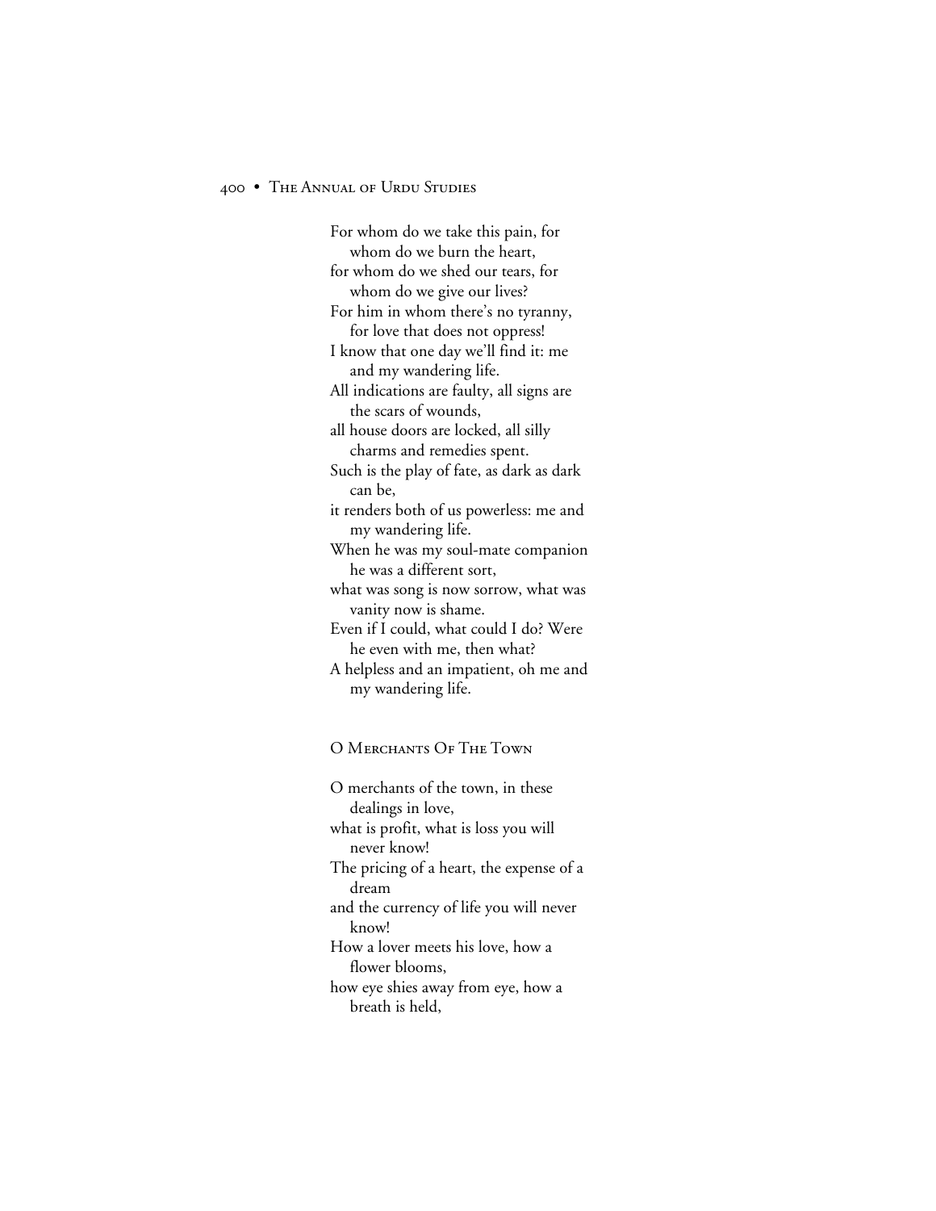For whom do we take this pain, for whom do we burn the heart,  
for whom do we shed our tears, for whom do we give our lives?  
For him in whom there's no tyranny, for love that does not oppress!  
I know that one day we'll find it: me and my wandering life.  
All indications are faulty, all signs are the scars of wounds,  
all house doors are locked, all silly charms and remedies spent.  
Such is the play of fate, as dark as dark can be,  
it renders both of us powerless: me and my wandering life.  
When he was my soul-mate companion he was a different sort,  
what was song is now sorrow, what was vanity now is shame.  
Even if I could, what could I do? Were he even with me, then what?  
A helpless and an impatient, oh me and my wandering life.

## O Merchants Of The Town

O merchants of the town, in these dealings in love,  
what is profit, what is loss you will never know!  
The pricing of a heart, the expense of a dream  
and the currency of life you will never know!  
How a lover meets his love, how a flower blooms,  
how eye shies away from eye, how a breath is held,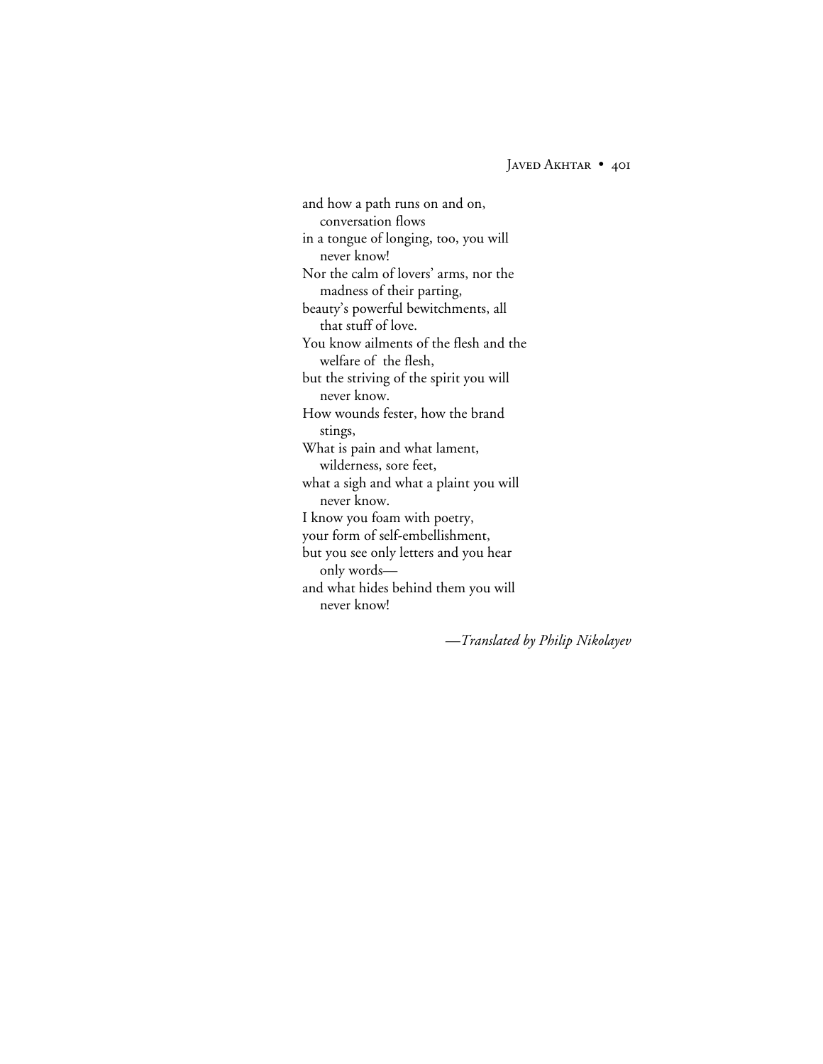and how a path runs on and on,
conversation flows
in a tongue of longing, too, you will
never know!
Nor the calm of lovers' arms, nor the
madness of their parting,
beauty's powerful bewitchments, all
that stuff of love.
You know ailments of the flesh and the
welfare of the flesh,
but the striving of the spirit you will
never know.
How wounds fester, how the brand
stings,
What is pain and what lament,
wilderness, sore feet,
what a sigh and what a plaint you will
never know.
I know you foam with poetry,
your form of self-embellishment,
but you see only letters and you hear
only words—
and what hides behind them you will
never know!

*—Translated by Philip Nikolayev*